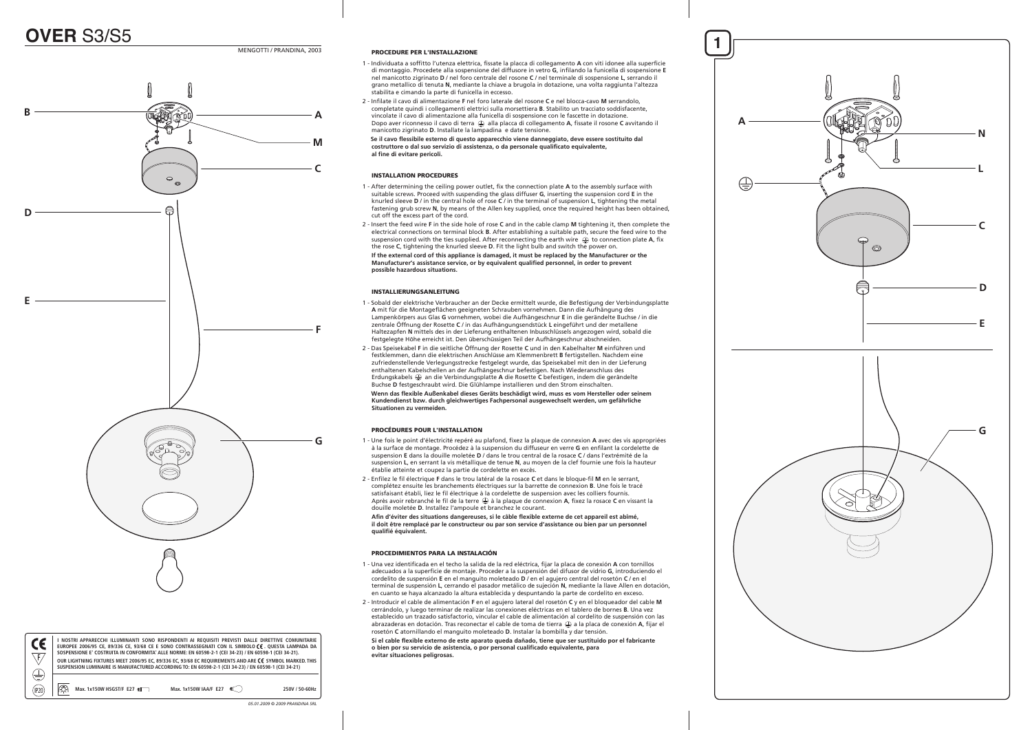# **OVER** S3/S5

MENGOTTI / PRANDINA, 2003

B — A — M — C — D — E — F — G

I NOSTRI APPARECCHI ILLUMINANTI SONO RISPONDENTI AI REQUISITI PREVISTI DALLE DIRETTIVE COMUNITARIE EUROPEE 2006/95 CE, 89/336 CE, 93/68 CE E SONO CONTRASSEGNATI CON IL SIMBOLO CE. QUESTA LAMPADA DA SOSPENSIONE E' COSTRUITA IN CONFORMITA' ALLE NORME: EN 60598-2-1 (CEI 34-23) / EN 60598-1 (CEI 34-21).

OUR LIGHTNING FIXTURES MEET 2006/95 EC, 89/336 EC, 93/68 EC REQUIREMENTS AND ARE CE SYMBOL MARKED. THIS SUSPENSION LUMINAIRE IS MANUFACTURED ACCORDING TO: EN 60598-2-1 (CEI 34-23) / EN 60598-1 (CEI 34-21)

IP20 — Max. 1x150W HSGST/F E27 — Max. 1x150W IAA/F E27 — 250V / 50-60Hz

05.01.2009 © 2009 PRANDINA SRL

**PROCEDURE PER L'INSTALLAZIONE**

1 - Individuata a soffitto l'utenza elettrica, fissate la placca di collegamento **A** con viti idonee alla superficie di montaggio. Procedete alla sospensione del diffusore in vetro **G**, infilando la funicella di sospensione **E** nel manicotto zigrinato **D** / nel foro centrale del rosone **C** / nel terminale di sospensione **L**, serrando il grano metallico di tenuta **N**, mediante la chiave a brugola in dotazione, una volta raggiunta l'altezza stabilita e cimando la parte di funicella in eccesso.

2 - Infilate il cavo di alimentazione **F** nel foro laterale del rosone **C** e nel blocca-cavo **M** serrandolo, completate quindi i collegamenti elettrici sulla morsettiera **B**. Stabilito un tracciato soddisfacente, vincolate il cavo di alimentazione alla funicella di sospensione con le fascette in dotazione. Dopo aver riconnesso il cavo di terra ⏚ alla placca di collegamento **A**, fissate il rosone **C** avvitando il manicotto zigrinato **D**. Installate la lampadina e date tensione.

**Se il cavo flessibile esterno di questo apparecchio viene danneggiato, deve essere sostituito dal costruttore o dal suo servizio di assistenza, o da personale qualificato equivalente, al fine di evitare pericoli.**

**INSTALLATION PROCEDURES**

1 - After determining the ceiling power outlet, fix the connection plate **A** to the assembly surface with suitable screws. Proceed with suspending the glass diffuser **G**, inserting the suspension cord **E** in the knurled sleeve **D** / in the central hole of rose **C** / in the terminal of suspension **L**, tightening the metal fastening grub screw **N**, by means of the Allen key supplied, once the required height has been obtained, cut off the excess part of the cord.

2 - Insert the feed wire **F** in the side hole of rose **C** and in the cable clamp **M** tightening it, then complete the electrical connections on terminal block **B**. After establishing a suitable path, secure the feed wire to the suspension cord with the ties supplied. After reconnecting the earth wire ⏚ to connection plate **A**, fix the rose **C**, tightening the knurled sleeve **D**. Fit the light bulb and switch the power on.

**If the external cord of this appliance is damaged, it must be replaced by the Manufacturer or the Manufacturer's assistance service, or by equivalent qualified personnel, in order to prevent possible hazardous situations.**

**INSTALLIERUNGSANLEITUNG**

1 - Sobald der elektrische Verbraucher an der Decke ermittelt wurde, die Befestigung der Verbindungsplatte **A** mit für die Montageflächen geeigneten Schrauben vornehmen. Dann die Aufhängung des Lampenkörpers aus Glas **G** vornehmen, wobei die Aufhängeschnur **E** in die gerändelte Buchse / in die zentrale Öffnung der Rosette **C** / in das Aufhängungsendstück **L** eingeführt und der metallene Haltezapfen **N** mittels des in der Lieferung enthaltenen Inbusschlüssels angezogen wird, sobald die festgelegte Höhe erreicht ist. Den überschüssigen Teil der Aufhängeschnur abschneiden.

2 - Das Speisekabel **F** in die seitliche Öffnung der Rosette **C** und in den Kabelhalter **M** einführen und festklemmen, dann die elektrischen Anschlüsse am Klemmenbrett **B** fertigstellen. Nachdem eine zufriedenstellende Verlegungsstrecke festgelegt wurde, das Speisekabel mit den in der Lieferung enthaltenen Kabelschellen an der Aufhängeschnur befestigen. Nach Wiederanschluss des Erdungskabels ⏚ an die Verbindungsplatte **A** die Rosette **C** befestigen, indem die gerändelte Buchse **D** festgeschraubt wird. Die Glühlampe installieren und den Strom einschalten.

**Wenn das flexible Außenkabel dieses Geräts beschädigt wird, muss es vom Hersteller oder seinem Kundendienst bzw. durch gleichwertiges Fachpersonal ausgewechselt werden, um gefährliche Situationen zu vermeiden.**

**PROCÉDURES POUR L'INSTALLATION**

1 - Une fois le point d'électricité repéré au plafond, fixez la plaque de connexion **A** avec des vis appropriées à la surface de montage. Procédez à la suspension du diffuseur en verre **G** en enfilant la cordelette de suspension **E** dans la douille moletée **D** / dans le trou central de la rosace **C** / dans l'extrémité de la suspension **L**, en serrant la vis métallique de tenue **N**, au moyen de la clef fournie une fois la hauteur établie atteinte et coupez la partie de cordelette en excès.

2 - Enfilez le fil électrique **F** dans le trou latéral de la rosace **C** et dans le bloque-fil **M** en le serrant, complétez ensuite les branchements électriques sur la barrette de connexion **B**. Une fois le tracé satisfaisant établi, liez le fil électrique à la cordelette de suspension avec les colliers fournis. Après avoir rebranché le fil de la terre ⏚ à la plaque de connexion **A**, fixez la rosace **C** en vissant la douille moletée **D**. Installez l'ampoule et branchez le courant.

**Afin d'éviter des situations dangereuses, si le câble flexible externe de cet appareil est abîmé, il doit être remplacé par le constructeur ou par son service d'assistance ou bien par un personnel qualifié équivalent.**

**PROCEDIMIENTOS PARA LA INSTALACIÓN**

1 - Una vez identificada en el techo la salida de la red eléctrica, fijar la placa de conexión **A** con tornillos adecuados a la superficie de montaje. Proceder a la suspensión del difusor de vidrio **G**, introduciendo el cordelito de suspensión **E** en el manguito moleteado **D** / en el agujero central del rosetón **C** / en el terminal de suspensión **L**, cerrando el pasador metálico de sujeción **N**, mediante la llave Allen en dotación, en cuanto se haya alcanzado la altura establecida y despuntando la parte de cordelito en exceso.

2 - Introducir el cable de alimentación **F** en el agujero lateral del rosetón **C** y en el bloqueador del cable **M** cerrándolo, y luego terminar de realizar las conexiones eléctricas en el tablero de bornes **B**. Una vez establecido un trazado satisfactorio, vincular el cable de alimentación al cordelito de suspensión con las abrazaderas en dotación. Tras reconectar el cable de toma de tierra ⏚ a la placa de conexión **A**, fijar el rosetón **C** atornillando el manguito moleteado **D**. Instalar la bombilla y dar tensión.

**Si el cable flexible externo de este aparato queda dañado, tiene que ser sustituido por el fabricante o bien por su servicio de asistencia, o por personal cualificado equivalente, para evitar situaciones peligrosas.**

**1**

A — N — L — ⏚ — C — D — E — G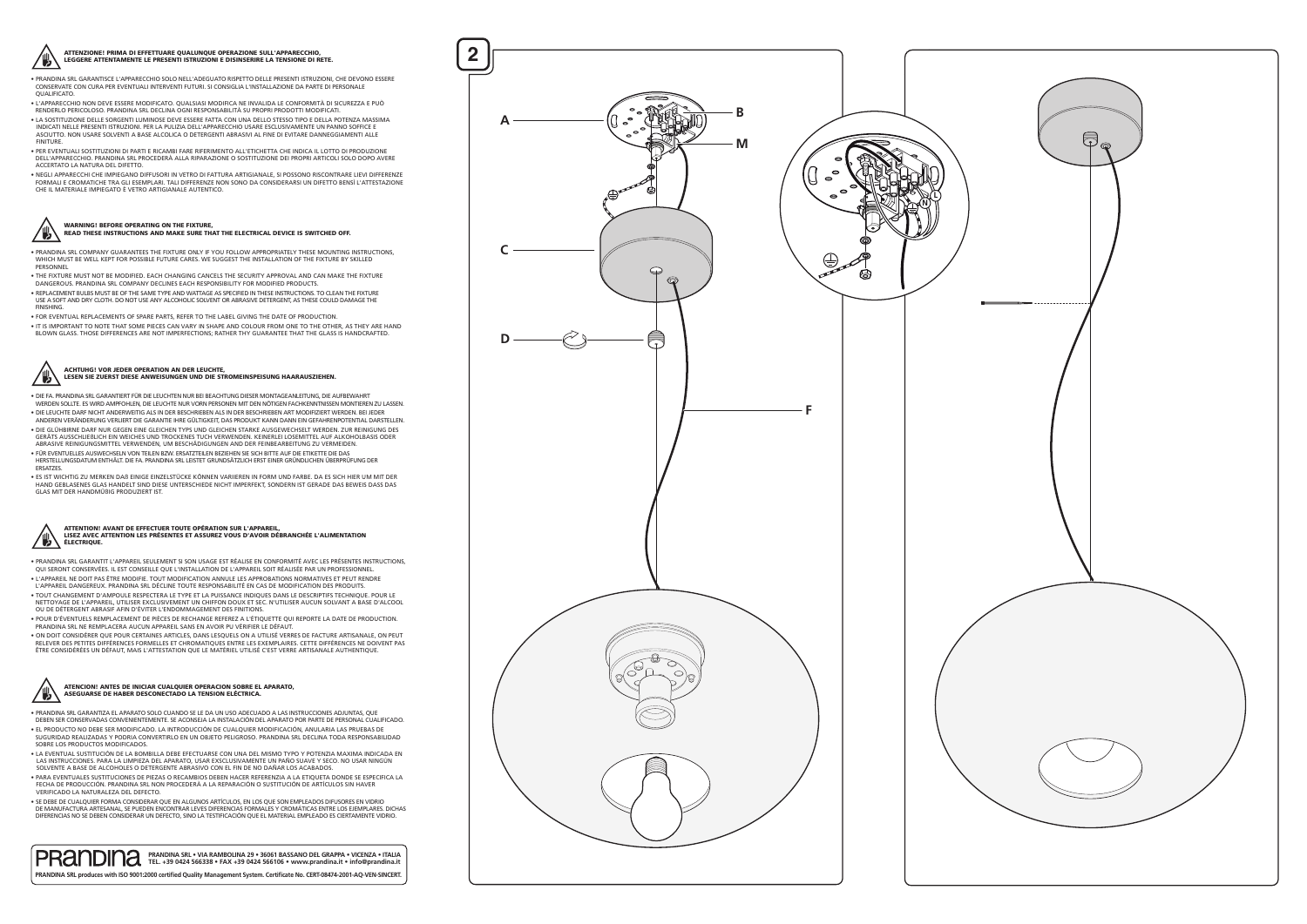### ATTENZIONE! PRIMA DI EFFETTUARE QUALUNQUE OPERAZIONE SULL'APPARECCHIO, LEGGERE ATTENTAMENTE LE PRESENTI ISTRUZIONI E DISINSERIRE LA TENSIONE DI RETE.

- PRANDINA SRL GARANTISCE L'APPARECCHIO SOLO NELL'ADEGUATO RISPETTO DELLE PRESENTI ISTRUZIONI, CHE DEVONO ESSERE CONSERVATE CON CURA PER EVENTUALI INTERVENTI FUTURI. SI CONSIGLIA L'INSTALLAZIONE DA PARTE DI PERSONALE QUALIFICATO.
- L'APPARECCHIO NON DEVE ESSERE MODIFICATO. QUALSIASI MODIFICA NE INVALIDA LE CONFORMITÀ DI SICUREZZA E PUÒ RENDERLO PERICOLOSO. PRANDINA SRL DECLINA OGNI RESPONSABILITÀ SU PROPRI PRODOTTI MODIFICATI.
- LA SOSTITUZIONE DELLE SORGENTI LUMINOSE DEVE ESSERE FATTA CON UNA DELLO STESSO TIPO E DELLA POTENZA MASSIMA INDICATI NELLE PRESENTI ISTRUZIONI. PER LA PULIZIA DELL'APPARECCHIO USARE ESCLUSIVAMENTE UN PANNO SOFFICE E ASCIUTTO. NON USARE SOLVENTI A BASE ALCOLICA O DETERGENTI ABRASIVI AL FINE DI EVITARE DANNEGGIAMENTI ALLE FINITURE.
- PER EVENTUALI SOSTITUZIONI DI PARTI E RICAMBI FARE RIFERIMENTO ALL'ETICHETTA CHE INDICA IL LOTTO DI PRODUZIONE DELL'APPARECCHIO. PRANDINA SRL PROCEDERÀ ALLA RIPARAZIONE O SOSTITUZIONE DEI PROPRI ARTICOLI SOLO DOPO AVERE ACCERTATO LA NATURA DEL DIFETTO.
- NEGLI APPARECCHI CHE IMPIEGANO DIFFUSORI IN VETRO DI FATTURA ARTIGIANALE, SI POSSONO RISCONTRARE LIEVI DIFFERENZE FORMALI E CROMATICHE TRA GLI ESEMPLARI. TALI DIFFERENZE NON SONO DA CONSIDERARSI UN DIFETTO BENSÌ L'ATTESTAZIONE CHE IL MATERIALE IMPIEGATO È VETRO ARTIGIANALE AUTENTICO.

### WARNING! BEFORE OPERATING ON THE FIXTURE, READ THESE INSTRUCTIONS AND MAKE SURE THAT THE ELECTRICAL DEVICE IS SWITCHED OFF.

- PRANDINA SRL COMPANY GUARANTEES THE FIXTURE ONLY IF YOU FOLLOW APPROPRIATELY THESE MOUNTING INSTRUCTIONS, WHICH MUST BE WELL KEPT FOR POSSIBLE FUTURE CARES. WE SUGGEST THE INSTALLATION OF THE FIXTURE BY SKILLED PERSONNEL.
- THE FIXTURE MUST NOT BE MODIFIED. EACH CHANGING CANCELS THE SECURITY APPROVAL AND CAN MAKE THE FIXTURE DANGEROUS. PRANDINA SRL COMPANY DECLINES EACH RESPONSIBILITY FOR MODIFIED PRODUCTS.
- REPLACEMENT BULBS MUST BE OF THE SAME TYPE AND WATTAGE AS SPECIFIED IN THESE INSTRUCTIONS. TO CLEAN THE FIXTURE USE A SOFT AND DRY CLOTH. DO NOT USE ANY ALCOHOLIC SOLVENT OR ABRASIVE DETERGENT, AS THESE COULD DAMAGE THE FINISHING.
- FOR EVENTUAL REPLACEMENTS OF SPARE PARTS, REFER TO THE LABEL GIVING THE DATE OF PRODUCTION.
- IT IS IMPORTANT TO NOTE THAT SOME PIECES CAN VARY IN SHAPE AND COLOUR FROM ONE TO THE OTHER, AS THEY ARE HAND BLOWN GLASS. THOSE DIFFERENCES ARE NOT IMPERFECTIONS; RATHER THY GUARANTEE THAT THE GLASS IS HANDCRAFTED.

### ACHTUNG! VOR JEDER OPERATION AN DER LEUCHTE, LESEN SIE ZUERST DIESE ANWEISUNGEN UND DIE STROMEINSPEISUNG HAARAUSZIEHEN.

- DIE FA. PRANDINA SRL GARANTIERT FÜR DIE LEUCHTEN NUR BEI BEACHTUNG DIESER MONTAGEANLEITUNG, DIE AUFBEWAHRT WERDEN SOLLTE. ES WIRD AMPFOHLEN, DIE LEUCHTE NUR VORN PERSONEN MIT DEN NÖTIGEN FACHKENNTNISSEN MONTIEREN ZU LASSEN.
- DIE LEUCHTE DARF NICHT ANDERWEITIG ALS IN DER BESCHRIEBEN ALS IN DER BESCHRIEBEN ART MODIFIZIERT WERDEN. BEI JEDER ANDEREN VERÄNDERUNG VERLIERT DIE GARANTIE IHRE GÜLTIGKEIT, DAS PRODUKT KANN DANN EIN GEFAHRENPOTENTIAL DARSTELLEN.
- DIE GLÜHBIRNE DARF NUR GEGEN EINE GLEICHEN TYPS UND GLEICHEN STARKE AUSGEWECHSELT WERDEN. ZUR REINIGUNG DES GERÄTS AUSSCHLIEßLICH EIN WEICHES UND TROCKENES TUCH VERWENDEN. KEINERLEI LOSEMITTEL AUF ALKOHOLBASIS ODER ABRASIVE REINIGUNGSMITTEL VERWENDEN, UM BESCHÄDIGUNGEN AND DER FEINBEARBEITUNG ZU VERMEIDEN.
- FÜR EVENTUELLES AUSWECHSELN VON TEILEN BZW. ERSATZTEILEN BEZIEHEN SIE SICH BITTE AUF DIE ETIKETTE DIE DAS HERSTELLUNGSDATUM ENTHÄLT. DIE FA. PRANDINA SRL LEISTET GRUNDSÄTZLICH ERST EINER GRÜNDLICHEN ÜBERPRÜFUNG DER ERSATZES.
- ES IST WICHTIG ZU MERKEN DAß EINIGE EINZELSTÜCKE KÖNNEN VARIIEREN IN FORM UND FARBE. DA ES SICH HIER UM MIT DER HAND GEBLASENES GLAS HANDELT SIND DIESE UNTERSCHIEDE NICHT IMPERFEKT, SONDERN IST GERADE DAS BEWEIS DASS DAS GLAS MIT DER HANDMÜßIG PRODUZIERT IST.

### ATTENTION! AVANT DE EFFECTUER TOUTE OPÉRATION SUR L'APPAREIL, LISEZ AVEC ATTENTION LES PRÉSENTES ET ASSUREZ VOUS D'AVOIR DÉBRANCHÉE L'ALIMENTATION ÉLECTRIQUE.

- PRANDINA SRL GARANTIT L'APPAREIL SEULEMENT SI SON USAGE EST RÉALISÉ EN CONFORMITÉ AVEC LES PRÉSENTES INSTRUCTIONS, QUI SERONT CONSERVÉES. IL EST CONSEILLÉ QUE L'INSTALLATION DE L'APPAREIL SOIT RÉALISÉE PAR UN PROFESSIONNEL.
- L'APPAREIL NE DOIT PAS ÊTRE MODIFIÉ. TOUT MODIFICATION ANNULE LES APPROBATIONS NORMATIVES ET PEUT RENDRE L'APPAREIL DANGEREUX. PRANDINA SRL DÉCLINE TOUTE RESPONSABILITÉ EN CAS DE MODIFICATION DES PRODUITS.
- TOUT CHANGEMENT D'AMPOULE RESPECTERA LE TYPE ET LA PUISSANCE INDIQUÉS DANS LE DESCRIPTIFS TECHNIQUE. POUR LE NETTOYAGE DE L'APPAREIL, UTILISER EXCLUSIVEMENT UN CHIFFON DOUX ET SEC. N'UTILISER AUCUN SOLVANT A BASE D'ALCOOL OU DE DÉTERGENT ABRASIF AFIN D'ÉVITER L'ENDOMMAGEMENT DES FINITIONS.
- POUR D'ÉVENTUELS REMPLACEMENT DE PIÈCES DE RECHANGE REFEREZ A L'ÉTIQUETTE QUI REPORTE LA DATE DE PRODUCTION. PRANDINA SRL NE REMPLACERA AUCUN APPAREIL SANS EN AVOIR PU VÉRIFIER LE DÉFAUT.
- ON DOIT CONSIDÉRER QUE POUR CERTAINES ARTICLES, DANS LESQUELS ON A UTILISÉ VERRES DE FACTURE ARTISANALE, ON PEUT RELEVER DES PETITES DIFFÉRENCES FORMELLES ET CHROMATIQUES ENTRE LES EXEMPLAIRES. CETTE DIFFÉRENCES NE DOIVENT PAS ÊTRE CONSIDÉRÉES UN DÉFAUT, MAIS L'ATTESTATION QUE LE MATÉRIEL UTILISÉ C'EST VERRE ARTISANALE AUTHENTIQUE.

### ATENCION! ANTES DE INICIAR CUALQUIER OPERACION SOBRE EL APARATO, ASEGURARSE DE HABER DESCONECTADO LA TENSION ELÉCTRICA.

- PRANDINA SRL GARANTIZA EL APARATO SOLO CUANDO SE LE DA UN USO ADECUADO A LAS INSTRUCCIONES ADJUNTAS, QUE DEBEN SER CONSERVADAS CONVENIENTEMENTE. SE ACONSEJA LA INSTALACIÓN DEL APARATO POR PARTE DE PERSONAL CUALIFICADO.
- EL PRODUCTO NO DEBE SER MODIFICADO. LA INTRODUCCIÓN DE CUALQUIER MODIFICACIÓN, ANULARIA LAS PRUEBAS DE SUGURIDAD REALIZADAS Y PODRIA CONVERTIRLO EN UN OBJETO PELIGROSO. PRANDINA SRL DECLINA TODA RESPONSABILIDAD SOBRE LOS PRODUCTOS MODIFICADOS.
- LA EVENTUAL SUSTITUCIÓN DE LA BOMBILLA DEBE EFECTUARSE CON UNA DEL MISMO TYPO Y POTENZIA MAXIMA INDICADA EN LAS INSTRUCCIONES. PARA LA LIMPIEZA DEL APARATO, USAR EXSCLUSIVAMENTE UN PAÑO SUAVE Y SECO. NO USAR NINGÚN SOLVENTE A BASE DE ALCOHOLES O DETERGENTE ABRASIVO CON EL FIN DE NO DAÑAR LOS ACABADOS.
- PARA EVENTUALES SUSTITUCIONES DE PIEZAS O RECAMBIOS DEBEN HACER REFERENZIA A LA ETIQUETA DONDE SE ESPECIFICA LA FECHA DE PRODUCCIÓN. PRANDINA SRL NON PROCEDERÁ A LA REPARACIÓN O SUSTITUCIÓN DE ARTÍCULOS SIN HAVER VERIFICADO LA NATURALEZA DEL DEFECTO.
- SE DEBE DE CUALQUIER FORMA CONSIDERAR QUE EN ALGUNOS ARTÍCULOS, EN LOS QUE SON EMPLEADOS DIFUSORES EN VIDRIO DE MANUFACTURA ARTESANAL, SE PUEDEN ENCONTRAR LEVES DIFERENCIAS FORMALES Y CROMÁTICAS ENTRE LOS EJEMPLARES. DICHAS DIFERENCIAS NO SE DEBEN CONSIDERAR UN DEFECTO, SINO LA TESTIFICACIÓN QUE EL MATERIAL EMPLEADO ES CIERTAMENTE VIDRIO.

**PRANDINA**

**PRANDINA SRL • VIA RAMBOLINA 29 • 36061 BASSANO DEL GRAPPA • VICENZA • ITALIA TEL. +39 0424 566338 • FAX +39 0424 566106 • www.prandina.it • info@prandina.it**

**PRANDINA SRL produces with ISO 9001:2000 certified Quality Management System. Certificate No. CERT-08474-2001-AQ-VEN-SINCERT.**

2

A

B

M

C

D

F

L

N